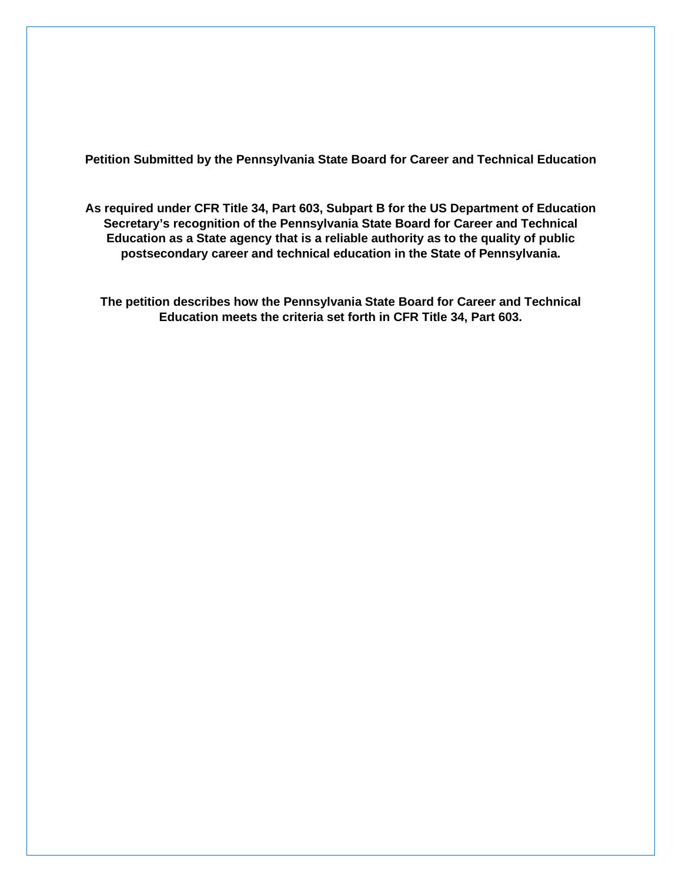**Petition Submitted by the Pennsylvania State Board for Career and Technical Education**

**As required under CFR Title 34, Part 603, Subpart B for the US Department of Education Secretary's recognition of the Pennsylvania State Board for Career and Technical Education as a State agency that is a reliable authority as to the quality of public postsecondary career and technical education in the State of Pennsylvania.**

**The petition describes how the Pennsylvania State Board for Career and Technical Education meets the criteria set forth in CFR Title 34, Part 603.**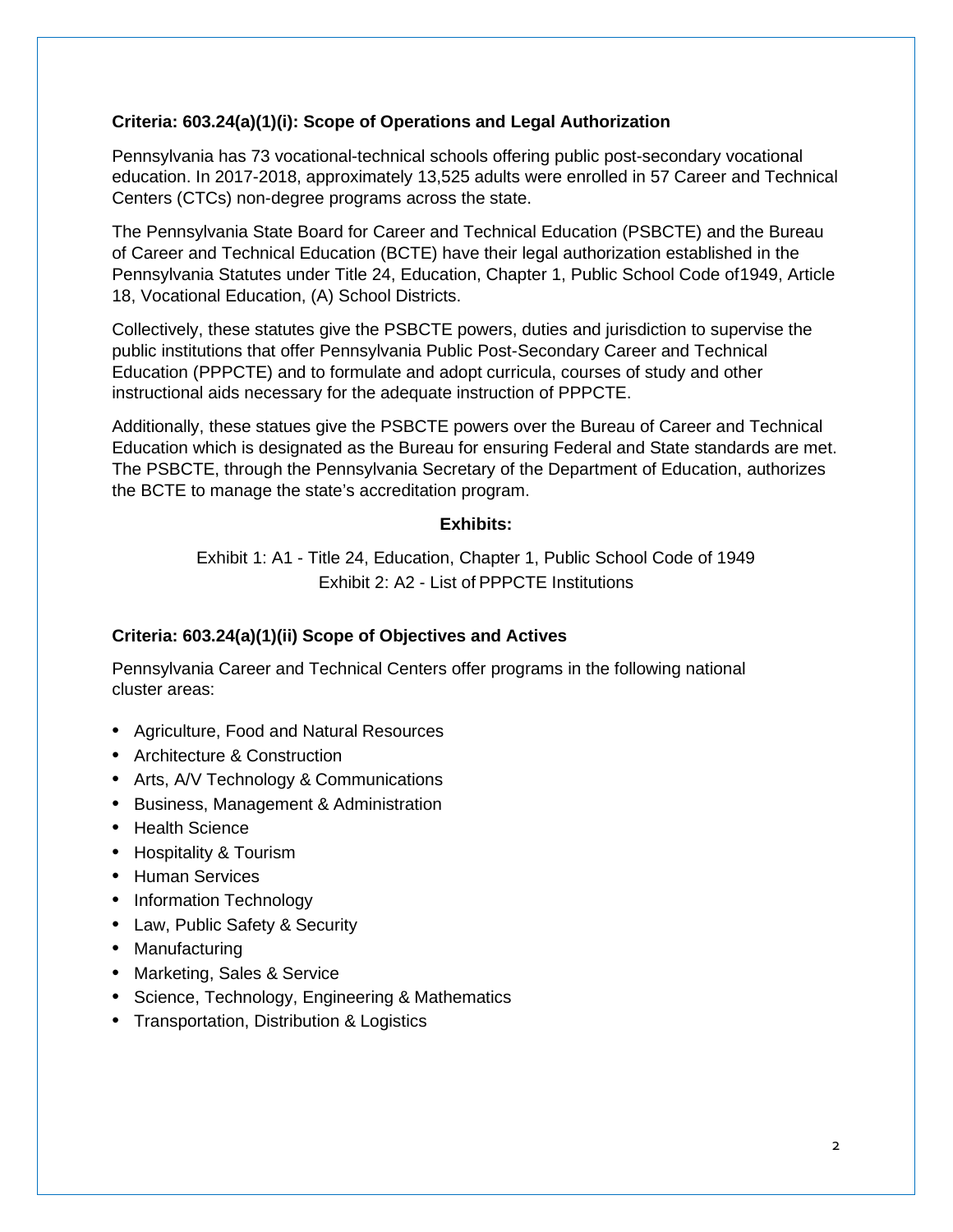**Criteria: 603.24(a)(1)(i): Scope of Operations and Legal Authorization**

Pennsylvania has 73 vocational-technical schools offering public post-secondary vocational education. In 2017-2018, approximately 13,525 adults were enrolled in 57 Career and Technical Centers (CTCs) non-degree programs across the state.

The Pennsylvania State Board for Career and Technical Education (PSBCTE) and the Bureau of Career and Technical Education (BCTE) have their legal authorization established in the Pennsylvania Statutes under Title 24, Education, Chapter 1, Public School Code of1949, Article 18, Vocational Education, (A) School Districts.

Collectively, these statutes give the PSBCTE powers, duties and jurisdiction to supervise the public institutions that offer Pennsylvania Public Post-Secondary Career and Technical Education (PPPCTE) and to formulate and adopt curricula, courses of study and other instructional aids necessary for the adequate instruction of PPPCTE.

Additionally, these statues give the PSBCTE powers over the Bureau of Career and Technical Education which is designated as the Bureau for ensuring Federal and State standards are met. The PSBCTE, through the Pennsylvania Secretary of the Department of Education, authorizes the BCTE to manage the state's accreditation program.

**Exhibits:**

Exhibit 1: A1 - Title 24, Education, Chapter 1, Public School Code of 1949
Exhibit 2: A2 - List of PPPCTE Institutions

**Criteria: 603.24(a)(1)(ii) Scope of Objectives and Actives**

Pennsylvania Career and Technical Centers offer programs in the following national cluster areas:

- Agriculture, Food and Natural Resources
- Architecture & Construction
- Arts, A/V Technology & Communications
- Business, Management & Administration
- Health Science
- Hospitality & Tourism
- Human Services
- Information Technology
- Law, Public Safety & Security
- Manufacturing
- Marketing, Sales & Service
- Science, Technology, Engineering & Mathematics
- Transportation, Distribution & Logistics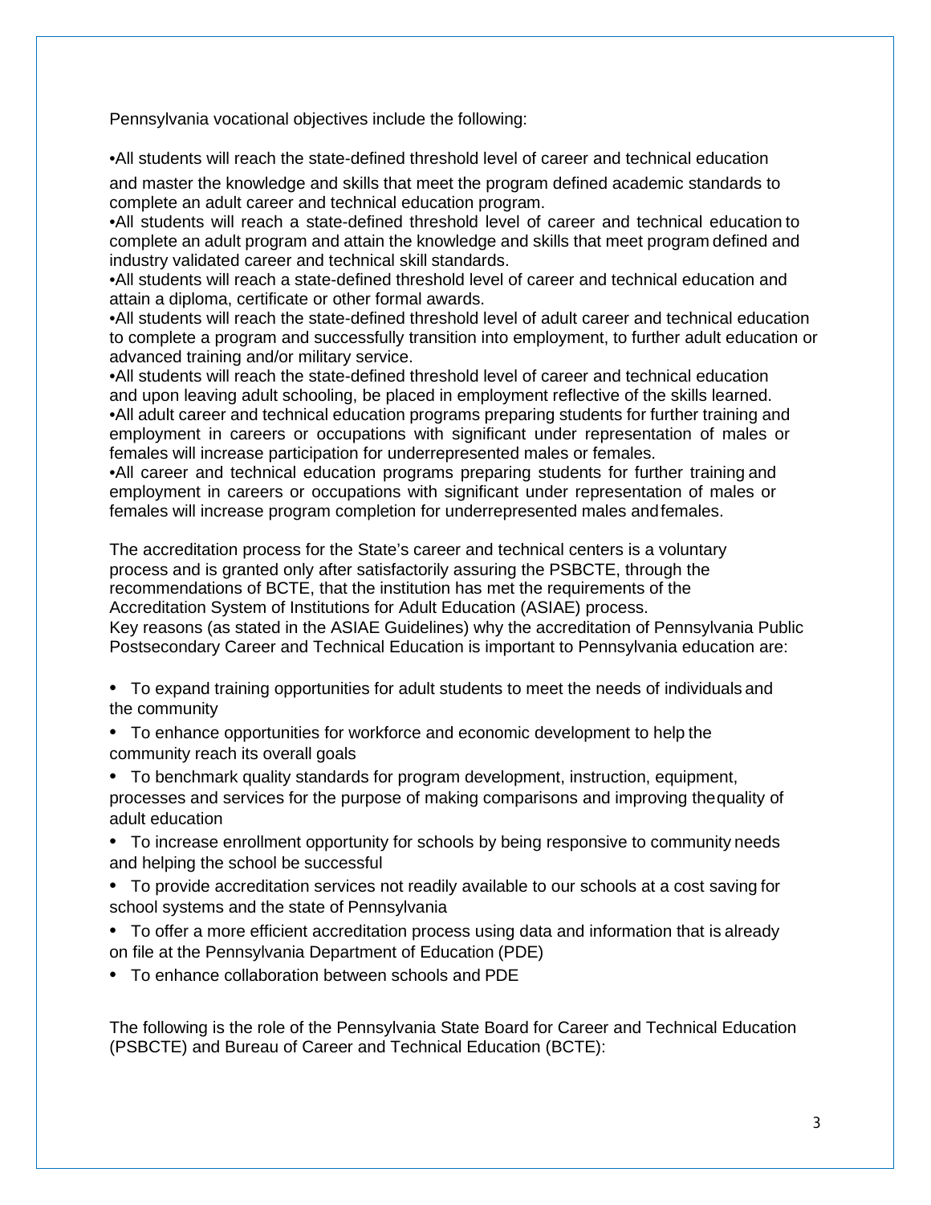Pennsylvania vocational objectives include the following:

•All students will reach the state-defined threshold level of career and technical education and master the knowledge and skills that meet the program defined academic standards to complete an adult career and technical education program.
•All students will reach a state-defined threshold level of career and technical education to complete an adult program and attain the knowledge and skills that meet program defined and industry validated career and technical skill standards.
•All students will reach a state-defined threshold level of career and technical education and attain a diploma, certificate or other formal awards.
•All students will reach the state-defined threshold level of adult career and technical education to complete a program and successfully transition into employment, to further adult education or advanced training and/or military service.
•All students will reach the state-defined threshold level of career and technical education and upon leaving adult schooling, be placed in employment reflective of the skills learned.
•All adult career and technical education programs preparing students for further training and employment in careers or occupations with significant under representation of males or females will increase participation for underrepresented males or females.
•All career and technical education programs preparing students for further training and employment in careers or occupations with significant under representation of males or females will increase program completion for underrepresented males and females.

The accreditation process for the State's career and technical centers is a voluntary process and is granted only after satisfactorily assuring the PSBCTE, through the recommendations of BCTE, that the institution has met the requirements of the Accreditation System of Institutions for Adult Education (ASIAE) process.
Key reasons (as stated in the ASIAE Guidelines) why the accreditation of Pennsylvania Public Postsecondary Career and Technical Education is important to Pennsylvania education are:

- To expand training opportunities for adult students to meet the needs of individuals and the community
- To enhance opportunities for workforce and economic development to help the community reach its overall goals
- To benchmark quality standards for program development, instruction, equipment, processes and services for the purpose of making comparisons and improving the quality of adult education
- To increase enrollment opportunity for schools by being responsive to community needs and helping the school be successful
- To provide accreditation services not readily available to our schools at a cost saving for school systems and the state of Pennsylvania
- To offer a more efficient accreditation process using data and information that is already on file at the Pennsylvania Department of Education (PDE)
- To enhance collaboration between schools and PDE

The following is the role of the Pennsylvania State Board for Career and Technical Education (PSBCTE) and Bureau of Career and Technical Education (BCTE):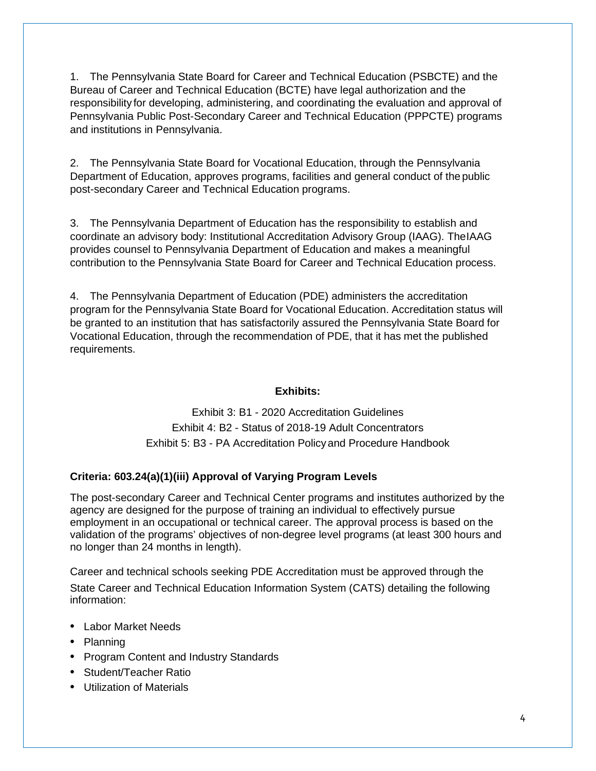1. The Pennsylvania State Board for Career and Technical Education (PSBCTE) and the Bureau of Career and Technical Education (BCTE) have legal authorization and the responsibility for developing, administering, and coordinating the evaluation and approval of Pennsylvania Public Post-Secondary Career and Technical Education (PPPCTE) programs and institutions in Pennsylvania.

2. The Pennsylvania State Board for Vocational Education, through the Pennsylvania Department of Education, approves programs, facilities and general conduct of the public post-secondary Career and Technical Education programs.

3. The Pennsylvania Department of Education has the responsibility to establish and coordinate an advisory body: Institutional Accreditation Advisory Group (IAAG). The IAAG provides counsel to Pennsylvania Department of Education and makes a meaningful contribution to the Pennsylvania State Board for Career and Technical Education process.

4. The Pennsylvania Department of Education (PDE) administers the accreditation program for the Pennsylvania State Board for Vocational Education. Accreditation status will be granted to an institution that has satisfactorily assured the Pennsylvania State Board for Vocational Education, through the recommendation of PDE, that it has met the published requirements.

**Exhibits:**

Exhibit 3: B1 - 2020 Accreditation Guidelines
Exhibit 4: B2 - Status of 2018-19 Adult Concentrators
Exhibit 5: B3 - PA Accreditation Policy and Procedure Handbook

**Criteria: 603.24(a)(1)(iii) Approval of Varying Program Levels**

The post-secondary Career and Technical Center programs and institutes authorized by the agency are designed for the purpose of training an individual to effectively pursue employment in an occupational or technical career. The approval process is based on the validation of the programs' objectives of non-degree level programs (at least 300 hours and no longer than 24 months in length).

Career and technical schools seeking PDE Accreditation must be approved through the State Career and Technical Education Information System (CATS) detailing the following information:

- Labor Market Needs
- Planning
- Program Content and Industry Standards
- Student/Teacher Ratio
- Utilization of Materials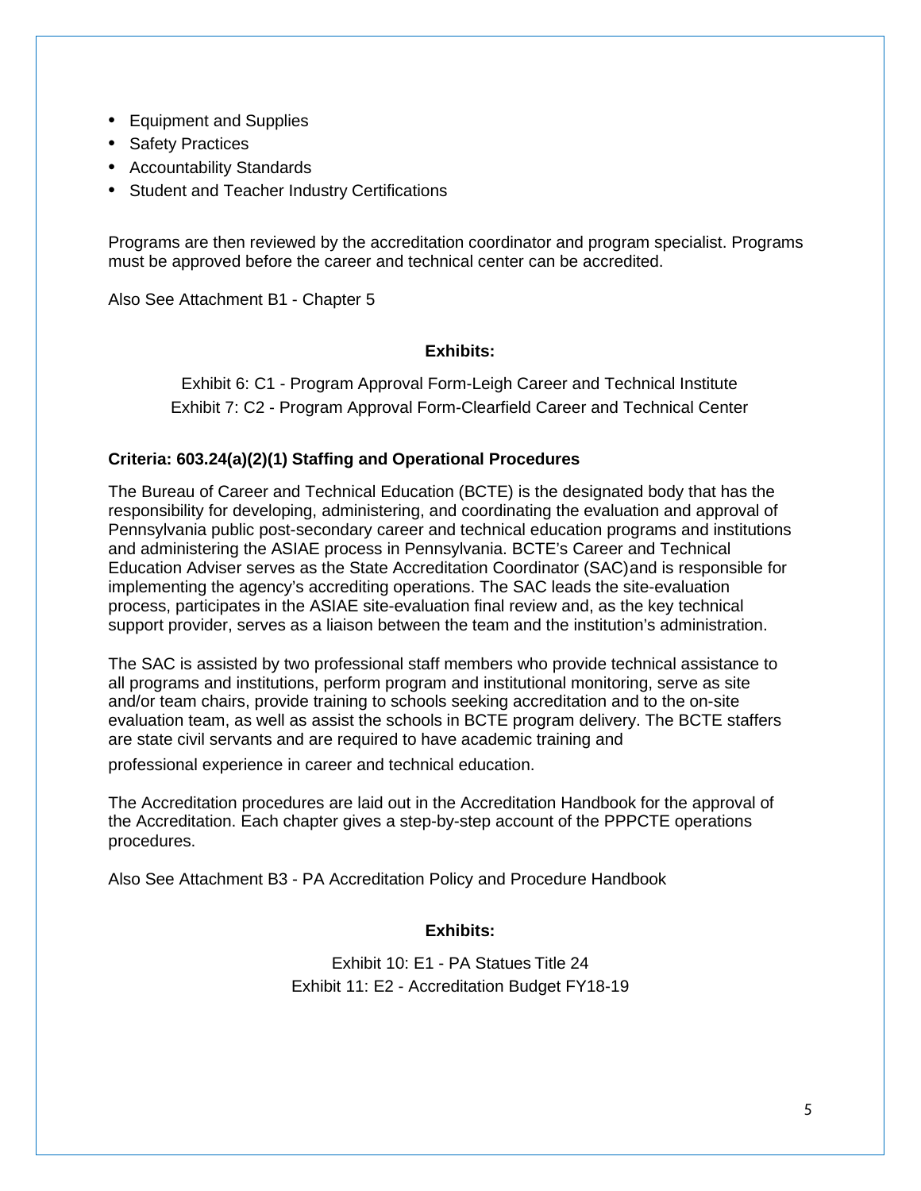- Equipment and Supplies
- Safety Practices
- Accountability Standards
- Student and Teacher Industry Certifications

Programs are then reviewed by the accreditation coordinator and program specialist. Programs must be approved before the career and technical center can be accredited.

Also See Attachment B1 - Chapter 5

**Exhibits:**

Exhibit 6: C1 - Program Approval Form-Leigh Career and Technical Institute
Exhibit 7: C2 - Program Approval Form-Clearfield Career and Technical Center

**Criteria: 603.24(a)(2)(1) Staffing and Operational Procedures**

The Bureau of Career and Technical Education (BCTE) is the designated body that has the responsibility for developing, administering, and coordinating the evaluation and approval of Pennsylvania public post-secondary career and technical education programs and institutions and administering the ASIAE process in Pennsylvania. BCTE's Career and Technical Education Adviser serves as the State Accreditation Coordinator (SAC) and is responsible for implementing the agency's accrediting operations. The SAC leads the site-evaluation process, participates in the ASIAE site-evaluation final review and, as the key technical support provider, serves as a liaison between the team and the institution's administration.

The SAC is assisted by two professional staff members who provide technical assistance to all programs and institutions, perform program and institutional monitoring, serve as site and/or team chairs, provide training to schools seeking accreditation and to the on-site evaluation team, as well as assist the schools in BCTE program delivery. The BCTE staffers are state civil servants and are required to have academic training and professional experience in career and technical education.

The Accreditation procedures are laid out in the Accreditation Handbook for the approval of the Accreditation. Each chapter gives a step-by-step account of the PPPCTE operations procedures.

Also See Attachment B3 - PA Accreditation Policy and Procedure Handbook

**Exhibits:**

Exhibit 10: E1 - PA Statues Title 24
Exhibit 11: E2 - Accreditation Budget FY18-19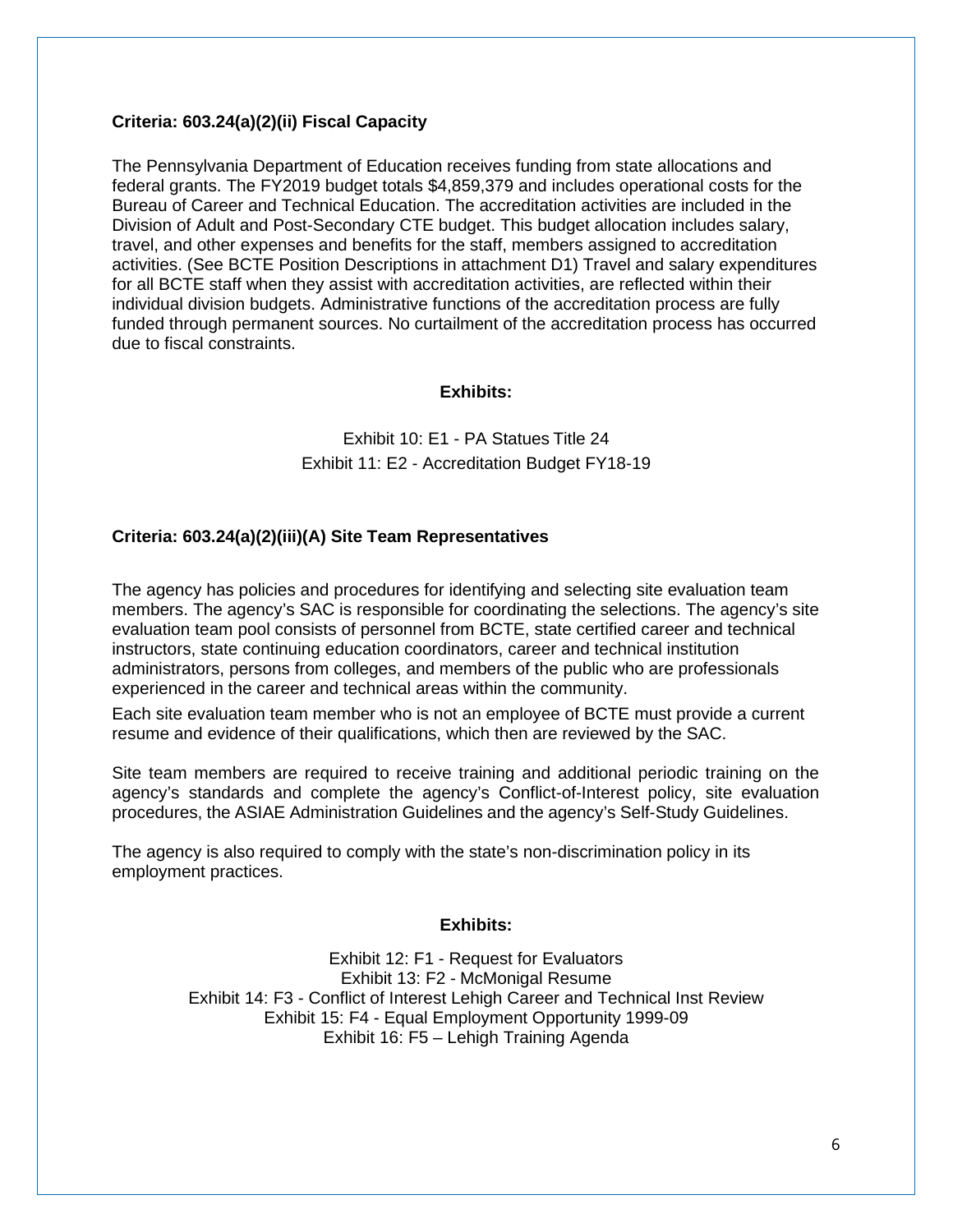**Criteria: 603.24(a)(2)(ii) Fiscal Capacity**

The Pennsylvania Department of Education receives funding from state allocations and federal grants. The FY2019 budget totals $4,859,379 and includes operational costs for the Bureau of Career and Technical Education. The accreditation activities are included in the Division of Adult and Post-Secondary CTE budget. This budget allocation includes salary, travel, and other expenses and benefits for the staff, members assigned to accreditation activities. (See BCTE Position Descriptions in attachment D1) Travel and salary expenditures for all BCTE staff when they assist with accreditation activities, are reflected within their individual division budgets. Administrative functions of the accreditation process are fully funded through permanent sources. No curtailment of the accreditation process has occurred due to fiscal constraints.

**Exhibits:**

Exhibit 10: E1 - PA Statues Title 24
Exhibit 11: E2 - Accreditation Budget FY18-19

**Criteria: 603.24(a)(2)(iii)(A) Site Team Representatives**

The agency has policies and procedures for identifying and selecting site evaluation team members. The agency's SAC is responsible for coordinating the selections. The agency's site evaluation team pool consists of personnel from BCTE, state certified career and technical instructors, state continuing education coordinators, career and technical institution administrators, persons from colleges, and members of the public who are professionals experienced in the career and technical areas within the community.

Each site evaluation team member who is not an employee of BCTE must provide a current resume and evidence of their qualifications, which then are reviewed by the SAC.

Site team members are required to receive training and additional periodic training on the agency's standards and complete the agency's Conflict-of-Interest policy, site evaluation procedures, the ASIAE Administration Guidelines and the agency's Self-Study Guidelines.

The agency is also required to comply with the state's non-discrimination policy in its employment practices.

**Exhibits:**

Exhibit 12: F1 - Request for Evaluators
Exhibit 13: F2 - McMonigal Resume
Exhibit 14: F3 - Conflict of Interest Lehigh Career and Technical Inst Review
Exhibit 15: F4 - Equal Employment Opportunity 1999-09
Exhibit 16: F5 – Lehigh Training Agenda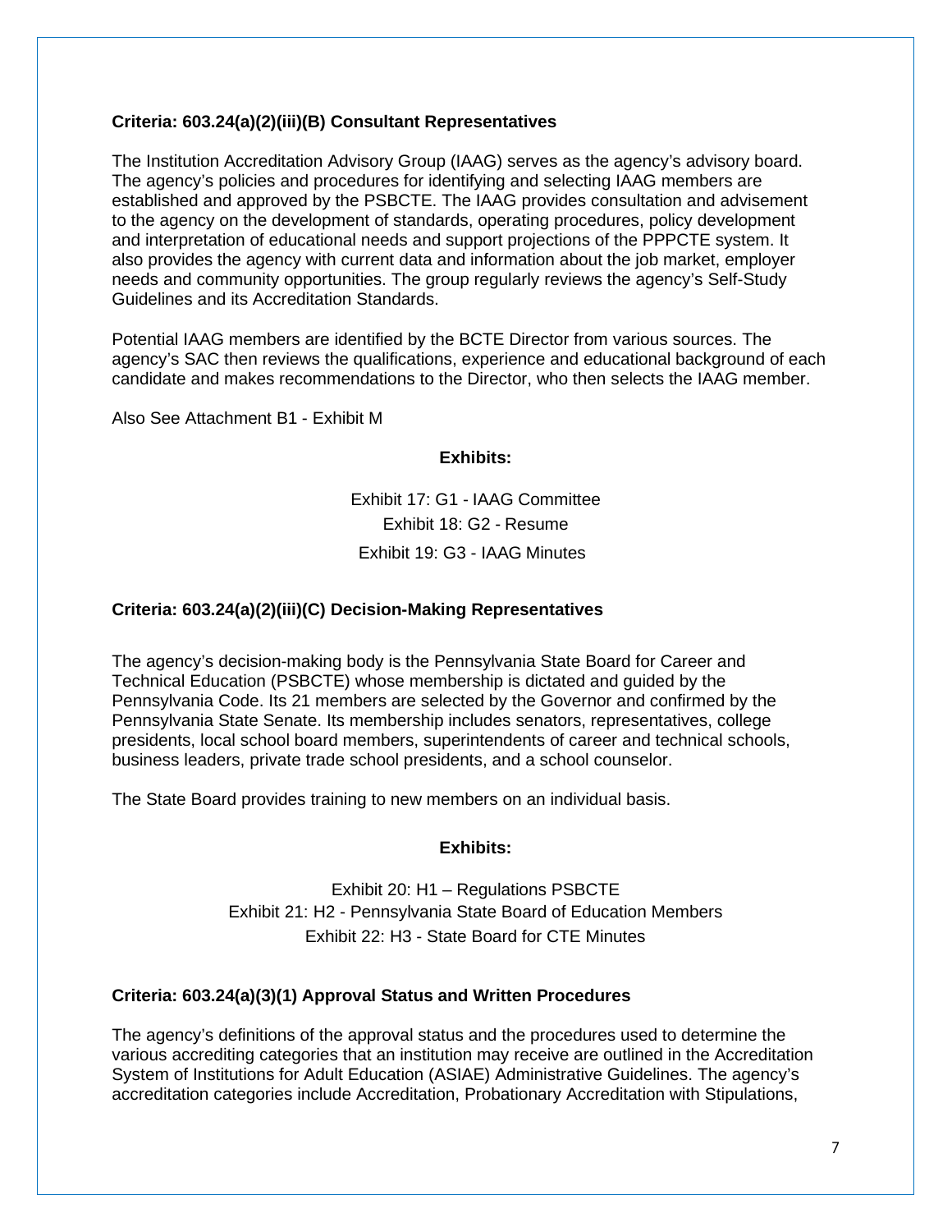**Criteria: 603.24(a)(2)(iii)(B) Consultant Representatives**

The Institution Accreditation Advisory Group (IAAG) serves as the agency's advisory board. The agency's policies and procedures for identifying and selecting IAAG members are established and approved by the PSBCTE. The IAAG provides consultation and advisement to the agency on the development of standards, operating procedures, policy development and interpretation of educational needs and support projections of the PPPCTE system. It also provides the agency with current data and information about the job market, employer needs and community opportunities. The group regularly reviews the agency's Self-Study Guidelines and its Accreditation Standards.

Potential IAAG members are identified by the BCTE Director from various sources. The agency's SAC then reviews the qualifications, experience and educational background of each candidate and makes recommendations to the Director, who then selects the IAAG member.

Also See Attachment B1 - Exhibit M

**Exhibits:**

Exhibit 17: G1 - IAAG Committee

Exhibit 18: G2 - Resume

Exhibit 19: G3 - IAAG Minutes

**Criteria: 603.24(a)(2)(iii)(C) Decision-Making Representatives**

The agency's decision-making body is the Pennsylvania State Board for Career and Technical Education (PSBCTE) whose membership is dictated and guided by the Pennsylvania Code. Its 21 members are selected by the Governor and confirmed by the Pennsylvania State Senate. Its membership includes senators, representatives, college presidents, local school board members, superintendents of career and technical schools, business leaders, private trade school presidents, and a school counselor.

The State Board provides training to new members on an individual basis.

**Exhibits:**

Exhibit 20: H1 – Regulations PSBCTE

Exhibit 21: H2 - Pennsylvania State Board of Education Members

Exhibit 22: H3 - State Board for CTE Minutes

**Criteria: 603.24(a)(3)(1) Approval Status and Written Procedures**

The agency's definitions of the approval status and the procedures used to determine the various accrediting categories that an institution may receive are outlined in the Accreditation System of Institutions for Adult Education (ASIAE) Administrative Guidelines. The agency's accreditation categories include Accreditation, Probationary Accreditation with Stipulations,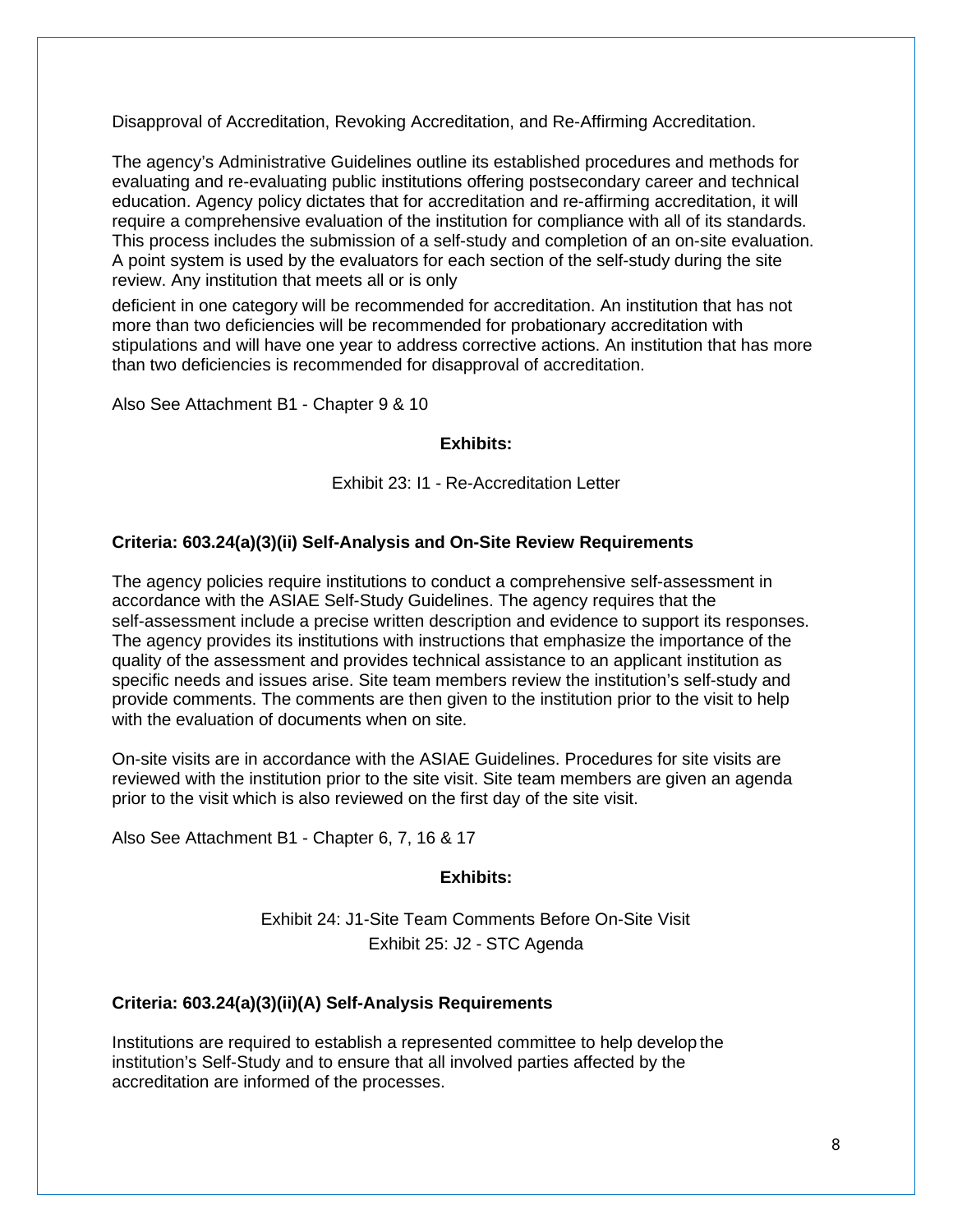Disapproval of Accreditation, Revoking Accreditation, and Re-Affirming Accreditation.

The agency's Administrative Guidelines outline its established procedures and methods for evaluating and re-evaluating public institutions offering postsecondary career and technical education. Agency policy dictates that for accreditation and re-affirming accreditation, it will require a comprehensive evaluation of the institution for compliance with all of its standards. This process includes the submission of a self-study and completion of an on-site evaluation. A point system is used by the evaluators for each section of the self-study during the site review. Any institution that meets all or is only deficient in one category will be recommended for accreditation. An institution that has not more than two deficiencies will be recommended for probationary accreditation with stipulations and will have one year to address corrective actions. An institution that has more than two deficiencies is recommended for disapproval of accreditation.

Also See Attachment B1 - Chapter 9 & 10

**Exhibits:**

Exhibit 23: I1 - Re-Accreditation Letter

**Criteria: 603.24(a)(3)(ii) Self-Analysis and On-Site Review Requirements**

The agency policies require institutions to conduct a comprehensive self-assessment in accordance with the ASIAE Self-Study Guidelines. The agency requires that the self-assessment include a precise written description and evidence to support its responses. The agency provides its institutions with instructions that emphasize the importance of the quality of the assessment and provides technical assistance to an applicant institution as specific needs and issues arise. Site team members review the institution's self-study and provide comments. The comments are then given to the institution prior to the visit to help with the evaluation of documents when on site.

On-site visits are in accordance with the ASIAE Guidelines. Procedures for site visits are reviewed with the institution prior to the site visit. Site team members are given an agenda prior to the visit which is also reviewed on the first day of the site visit.

Also See Attachment B1 - Chapter 6, 7, 16 & 17

**Exhibits:**

Exhibit 24: J1-Site Team Comments Before On-Site Visit
Exhibit 25: J2 - STC Agenda

**Criteria: 603.24(a)(3)(ii)(A) Self-Analysis Requirements**

Institutions are required to establish a represented committee to help develop the institution's Self-Study and to ensure that all involved parties affected by the accreditation are informed of the processes.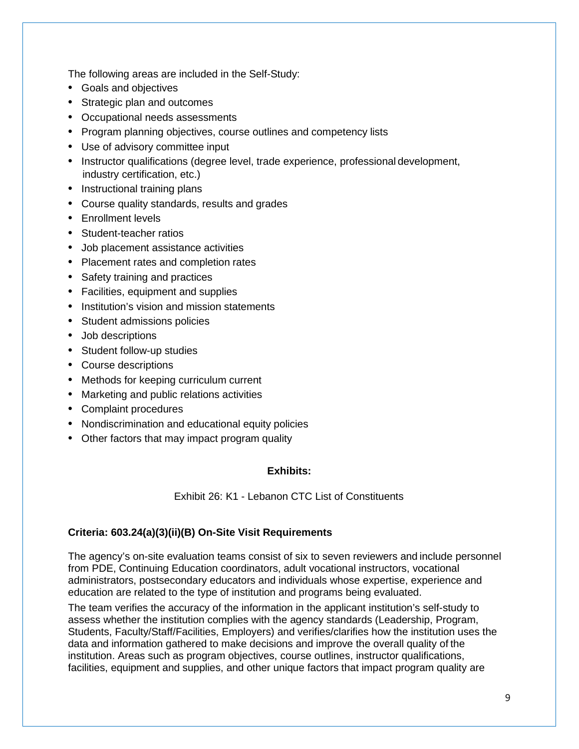The following areas are included in the Self-Study:

- Goals and objectives
- Strategic plan and outcomes
- Occupational needs assessments
- Program planning objectives, course outlines and competency lists
- Use of advisory committee input
- Instructor qualifications (degree level, trade experience, professional development, industry certification, etc.)
- Instructional training plans
- Course quality standards, results and grades
- Enrollment levels
- Student-teacher ratios
- Job placement assistance activities
- Placement rates and completion rates
- Safety training and practices
- Facilities, equipment and supplies
- Institution's vision and mission statements
- Student admissions policies
- Job descriptions
- Student follow-up studies
- Course descriptions
- Methods for keeping curriculum current
- Marketing and public relations activities
- Complaint procedures
- Nondiscrimination and educational equity policies
- Other factors that may impact program quality

**Exhibits:**

Exhibit 26: K1 - Lebanon CTC List of Constituents

**Criteria: 603.24(a)(3)(ii)(B) On-Site Visit Requirements**

The agency's on-site evaluation teams consist of six to seven reviewers and include personnel from PDE, Continuing Education coordinators, adult vocational instructors, vocational administrators, postsecondary educators and individuals whose expertise, experience and education are related to the type of institution and programs being evaluated.

The team verifies the accuracy of the information in the applicant institution's self-study to assess whether the institution complies with the agency standards (Leadership, Program, Students, Faculty/Staff/Facilities, Employers) and verifies/clarifies how the institution uses the data and information gathered to make decisions and improve the overall quality of the institution. Areas such as program objectives, course outlines, instructor qualifications, facilities, equipment and supplies, and other unique factors that impact program quality are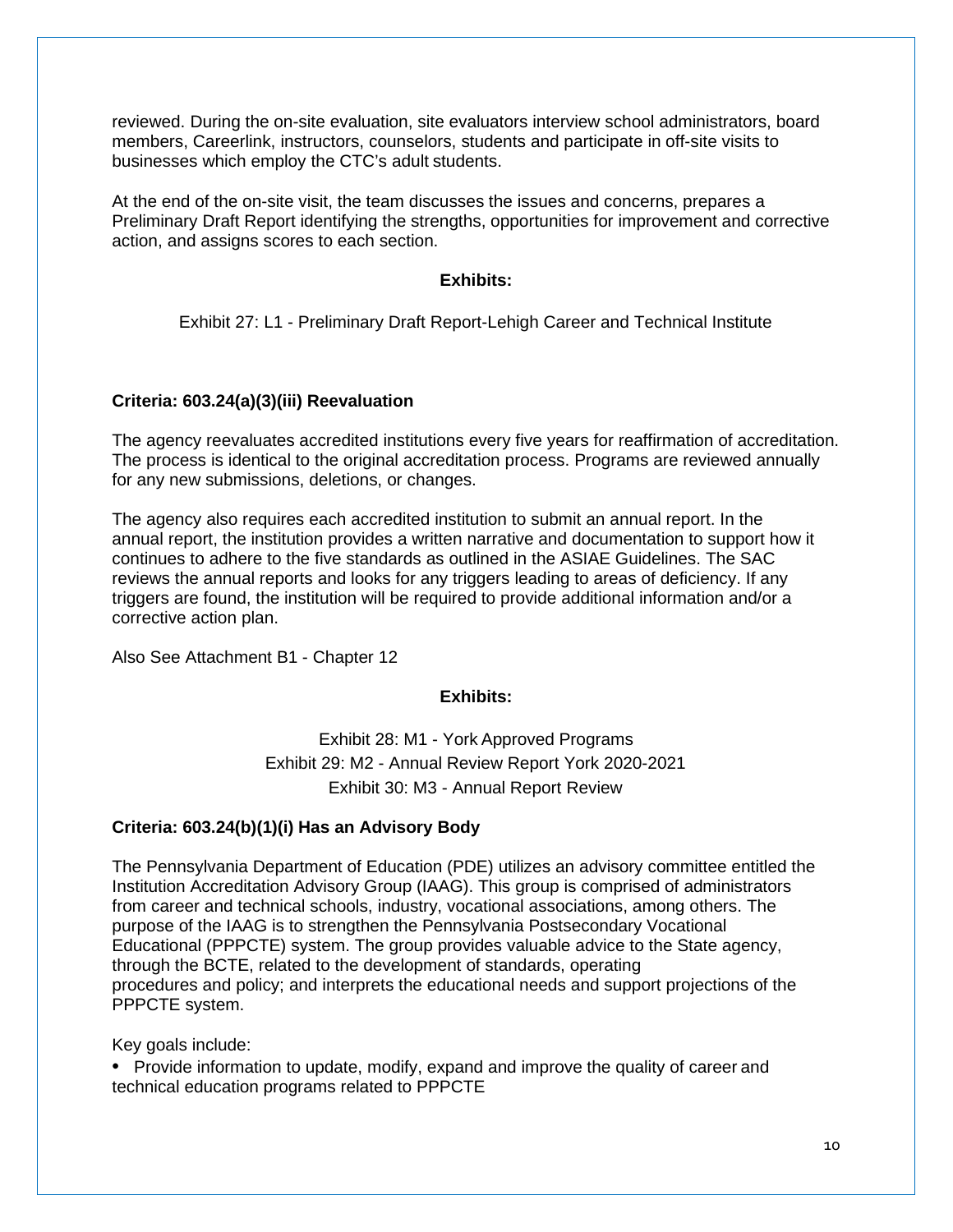reviewed. During the on-site evaluation, site evaluators interview school administrators, board members, Careerlink, instructors, counselors, students and participate in off-site visits to businesses which employ the CTC's adult students.

At the end of the on-site visit, the team discusses the issues and concerns, prepares a Preliminary Draft Report identifying the strengths, opportunities for improvement and corrective action, and assigns scores to each section.

**Exhibits:**

Exhibit 27: L1 - Preliminary Draft Report-Lehigh Career and Technical Institute

**Criteria: 603.24(a)(3)(iii) Reevaluation**

The agency reevaluates accredited institutions every five years for reaffirmation of accreditation. The process is identical to the original accreditation process. Programs are reviewed annually for any new submissions, deletions, or changes.

The agency also requires each accredited institution to submit an annual report. In the annual report, the institution provides a written narrative and documentation to support how it continues to adhere to the five standards as outlined in the ASIAE Guidelines. The SAC reviews the annual reports and looks for any triggers leading to areas of deficiency. If any triggers are found, the institution will be required to provide additional information and/or a corrective action plan.

Also See Attachment B1 - Chapter 12

**Exhibits:**

Exhibit 28: M1 - York Approved Programs
Exhibit 29: M2 - Annual Review Report York 2020-2021
Exhibit 30: M3 - Annual Report Review

**Criteria: 603.24(b)(1)(i) Has an Advisory Body**

The Pennsylvania Department of Education (PDE) utilizes an advisory committee entitled the Institution Accreditation Advisory Group (IAAG). This group is comprised of administrators from career and technical schools, industry, vocational associations, among others. The purpose of the IAAG is to strengthen the Pennsylvania Postsecondary Vocational Educational (PPPCTE) system. The group provides valuable advice to the State agency, through the BCTE, related to the development of standards, operating procedures and policy; and interprets the educational needs and support projections of the PPPCTE system.

Key goals include:

- Provide information to update, modify, expand and improve the quality of career and technical education programs related to PPPCTE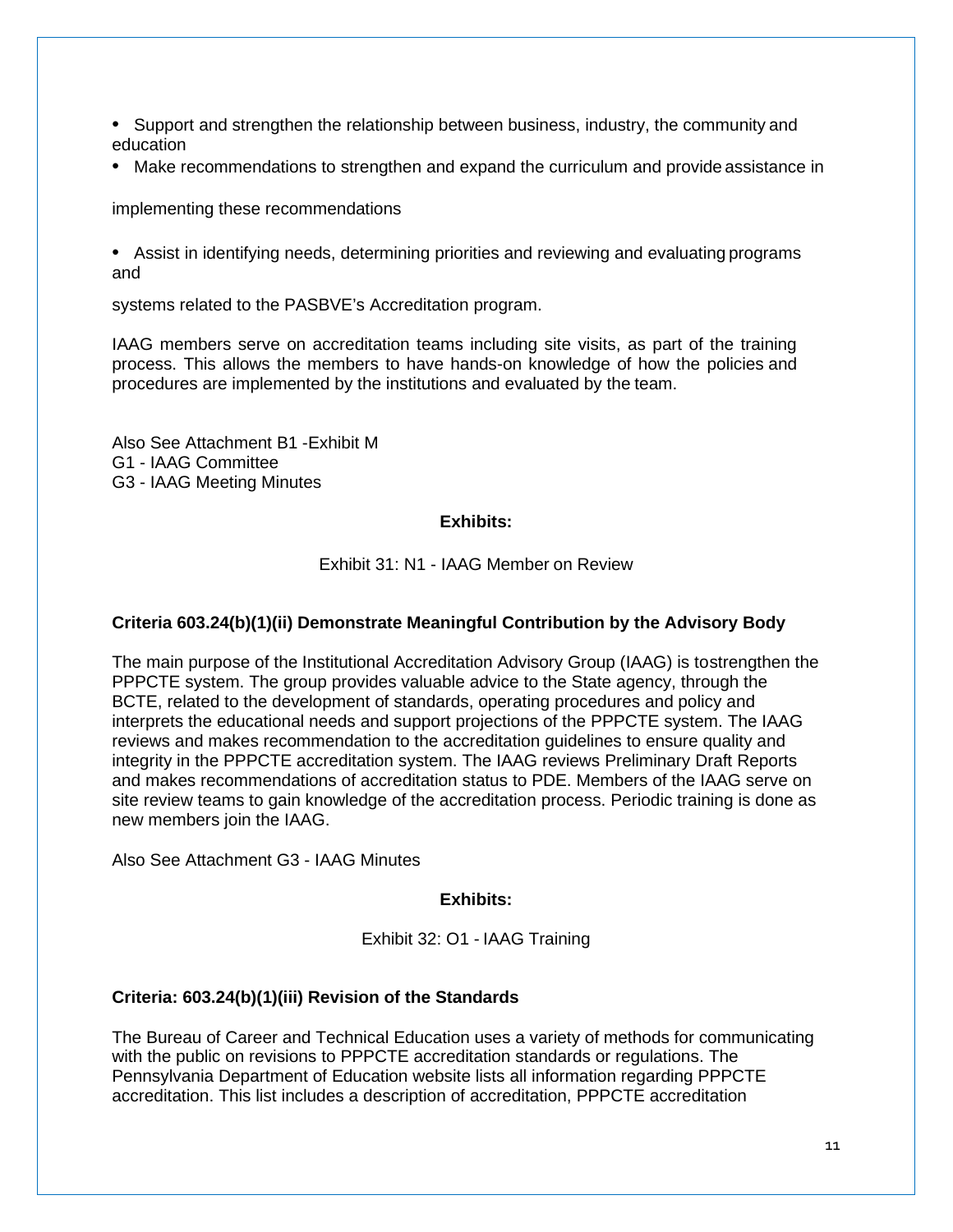- Support and strengthen the relationship between business, industry, the community and education
- Make recommendations to strengthen and expand the curriculum and provide assistance in implementing these recommendations
- Assist in identifying needs, determining priorities and reviewing and evaluating programs and systems related to the PASBVE's Accreditation program.

IAAG members serve on accreditation teams including site visits, as part of the training process. This allows the members to have hands-on knowledge of how the policies and procedures are implemented by the institutions and evaluated by the team.

Also See Attachment B1 -Exhibit M
G1 - IAAG Committee
G3 - IAAG Meeting Minutes

**Exhibits:**

Exhibit 31: N1 - IAAG Member on Review

**Criteria 603.24(b)(1)(ii) Demonstrate Meaningful Contribution by the Advisory Body**

The main purpose of the Institutional Accreditation Advisory Group (IAAG) is tostrengthen the PPPCTE system. The group provides valuable advice to the State agency, through the BCTE, related to the development of standards, operating procedures and policy and interprets the educational needs and support projections of the PPPCTE system. The IAAG reviews and makes recommendation to the accreditation guidelines to ensure quality and integrity in the PPPCTE accreditation system. The IAAG reviews Preliminary Draft Reports and makes recommendations of accreditation status to PDE. Members of the IAAG serve on site review teams to gain knowledge of the accreditation process. Periodic training is done as new members join the IAAG.

Also See Attachment G3 - IAAG Minutes

**Exhibits:**

Exhibit 32: O1 - IAAG Training

**Criteria: 603.24(b)(1)(iii) Revision of the Standards**

The Bureau of Career and Technical Education uses a variety of methods for communicating with the public on revisions to PPPCTE accreditation standards or regulations. The Pennsylvania Department of Education website lists all information regarding PPPCTE accreditation. This list includes a description of accreditation, PPPCTE accreditation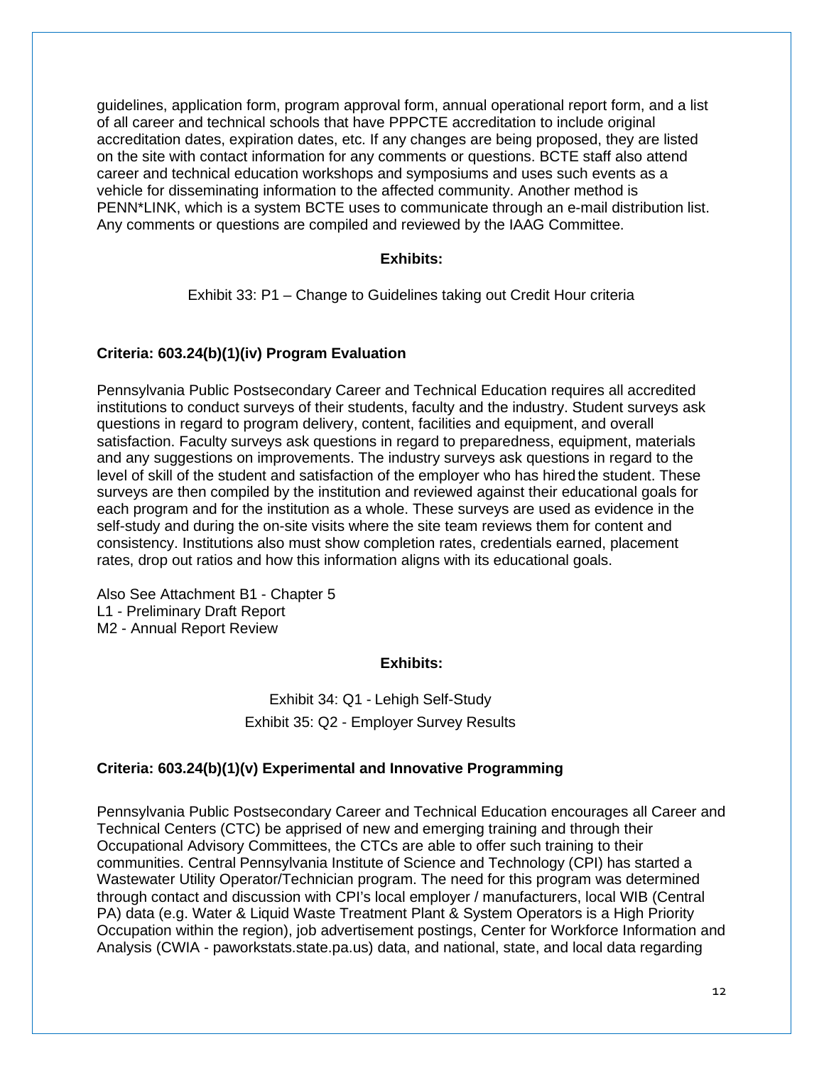guidelines, application form, program approval form, annual operational report form, and a list of all career and technical schools that have PPPCTE accreditation to include original accreditation dates, expiration dates, etc. If any changes are being proposed, they are listed on the site with contact information for any comments or questions. BCTE staff also attend career and technical education workshops and symposiums and uses such events as a vehicle for disseminating information to the affected community. Another method is PENN*LINK, which is a system BCTE uses to communicate through an e-mail distribution list. Any comments or questions are compiled and reviewed by the IAAG Committee.

**Exhibits:**

Exhibit 33: P1 – Change to Guidelines taking out Credit Hour criteria

**Criteria: 603.24(b)(1)(iv) Program Evaluation**

Pennsylvania Public Postsecondary Career and Technical Education requires all accredited institutions to conduct surveys of their students, faculty and the industry. Student surveys ask questions in regard to program delivery, content, facilities and equipment, and overall satisfaction. Faculty surveys ask questions in regard to preparedness, equipment, materials and any suggestions on improvements. The industry surveys ask questions in regard to the level of skill of the student and satisfaction of the employer who has hired the student. These surveys are then compiled by the institution and reviewed against their educational goals for each program and for the institution as a whole. These surveys are used as evidence in the self-study and during the on-site visits where the site team reviews them for content and consistency. Institutions also must show completion rates, credentials earned, placement rates, drop out ratios and how this information aligns with its educational goals.

Also See Attachment B1 - Chapter 5
L1 - Preliminary Draft Report
M2 - Annual Report Review

**Exhibits:**

Exhibit 34: Q1 - Lehigh Self-Study
Exhibit 35: Q2 - Employer Survey Results

**Criteria: 603.24(b)(1)(v) Experimental and Innovative Programming**

Pennsylvania Public Postsecondary Career and Technical Education encourages all Career and Technical Centers (CTC) be apprised of new and emerging training and through their Occupational Advisory Committees, the CTCs are able to offer such training to their communities. Central Pennsylvania Institute of Science and Technology (CPI) has started a Wastewater Utility Operator/Technician program. The need for this program was determined through contact and discussion with CPI's local employer / manufacturers, local WIB (Central PA) data (e.g. Water & Liquid Waste Treatment Plant & System Operators is a High Priority Occupation within the region), job advertisement postings, Center for Workforce Information and Analysis (CWIA - paworkstats.state.pa.us) data, and national, state, and local data regarding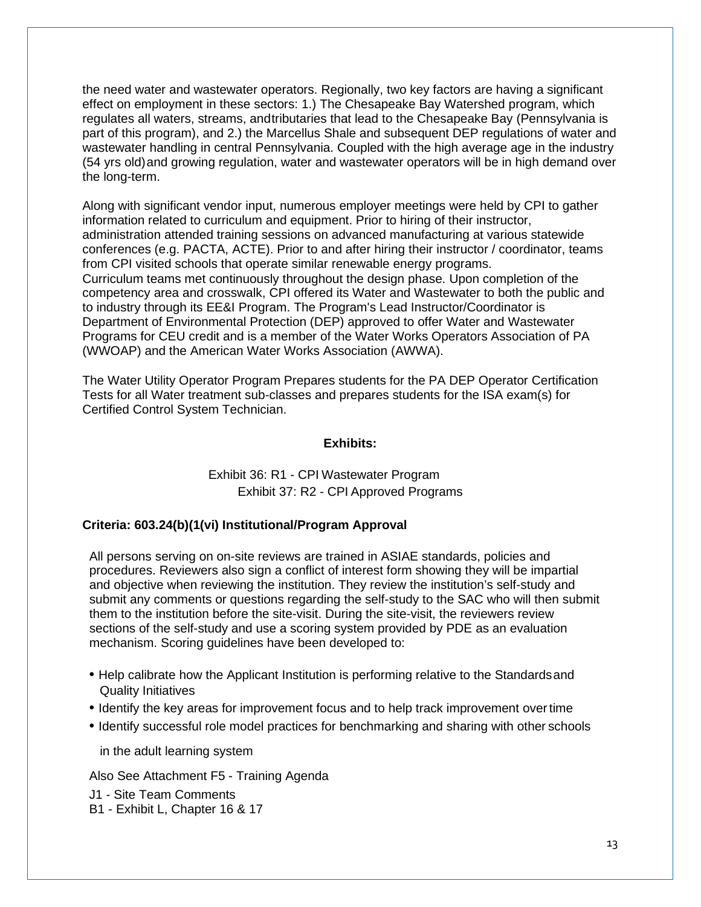the need water and wastewater operators. Regionally, two key factors are having a significant effect on employment in these sectors: 1.) The Chesapeake Bay Watershed program, which regulates all waters, streams, andtributaries that lead to the Chesapeake Bay (Pennsylvania is part of this program), and 2.) the Marcellus Shale and subsequent DEP regulations of water and wastewater handling in central Pennsylvania. Coupled with the high average age in the industry (54 yrs old)and growing regulation, water and wastewater operators will be in high demand over the long-term.

Along with significant vendor input, numerous employer meetings were held by CPI to gather information related to curriculum and equipment. Prior to hiring of their instructor, administration attended training sessions on advanced manufacturing at various statewide conferences (e.g. PACTA, ACTE). Prior to and after hiring their instructor / coordinator, teams from CPI visited schools that operate similar renewable energy programs.
Curriculum teams met continuously throughout the design phase. Upon completion of the competency area and crosswalk, CPI offered its Water and Wastewater to both the public and to industry through its EE&I Program. The Program's Lead Instructor/Coordinator is Department of Environmental Protection (DEP) approved to offer Water and Wastewater Programs for CEU credit and is a member of the Water Works Operators Association of PA (WWOAP) and the American Water Works Association (AWWA).

The Water Utility Operator Program Prepares students for the PA DEP Operator Certification Tests for all Water treatment sub-classes and prepares students for the ISA exam(s) for Certified Control System Technician.

**Exhibits:**

Exhibit 36: R1 - CPI Wastewater Program
Exhibit 37: R2 - CPI Approved Programs

**Criteria: 603.24(b)(1(vi) Institutional/Program Approval**

All persons serving on on-site reviews are trained in ASIAE standards, policies and procedures. Reviewers also sign a conflict of interest form showing they will be impartial and objective when reviewing the institution. They review the institution's self-study and submit any comments or questions regarding the self-study to the SAC who will then submit them to the institution before the site-visit. During the site-visit, the reviewers review sections of the self-study and use a scoring system provided by PDE as an evaluation mechanism. Scoring guidelines have been developed to:

- Help calibrate how the Applicant Institution is performing relative to the Standardsand Quality Initiatives
- Identify the key areas for improvement focus and to help track improvement over time
- Identify successful role model practices for benchmarking and sharing with other schools in the adult learning system

Also See Attachment F5 - Training Agenda

J1 - Site Team Comments

B1 - Exhibit L, Chapter 16 & 17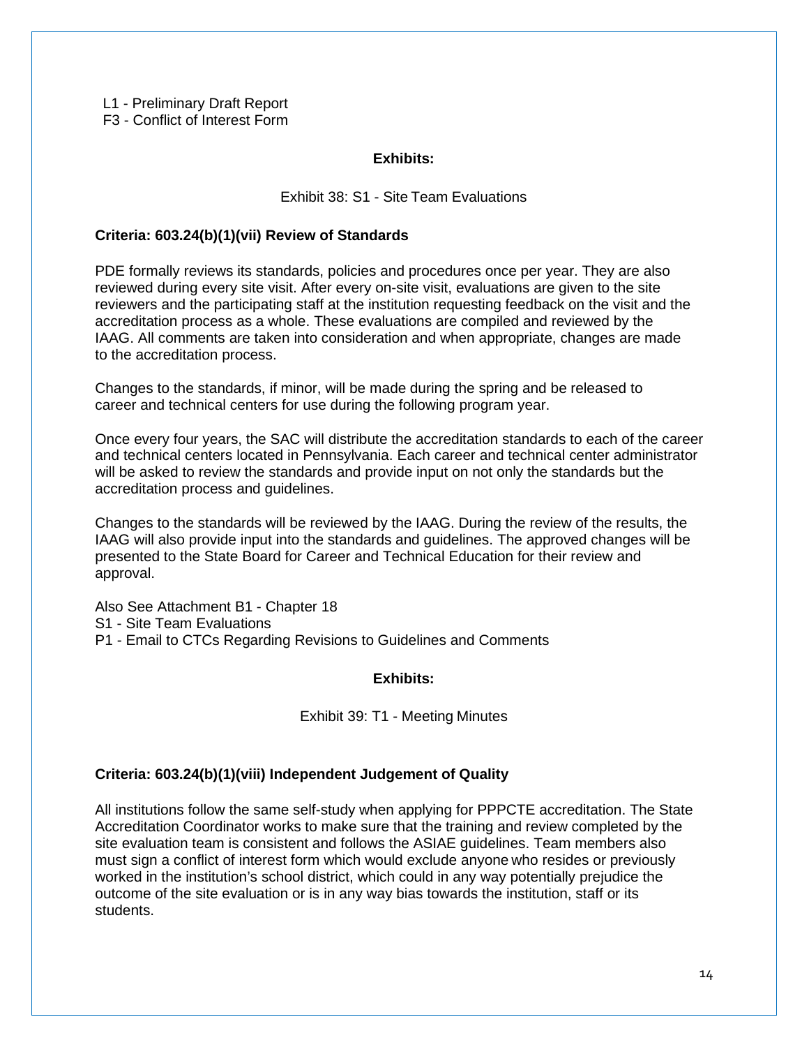L1 - Preliminary Draft Report
F3 - Conflict of Interest Form

**Exhibits:**

Exhibit 38: S1 - Site Team Evaluations

**Criteria: 603.24(b)(1)(vii) Review of Standards**

PDE formally reviews its standards, policies and procedures once per year. They are also reviewed during every site visit. After every on-site visit, evaluations are given to the site reviewers and the participating staff at the institution requesting feedback on the visit and the accreditation process as a whole. These evaluations are compiled and reviewed by the IAAG. All comments are taken into consideration and when appropriate, changes are made to the accreditation process.

Changes to the standards, if minor, will be made during the spring and be released to career and technical centers for use during the following program year.

Once every four years, the SAC will distribute the accreditation standards to each of the career and technical centers located in Pennsylvania. Each career and technical center administrator will be asked to review the standards and provide input on not only the standards but the accreditation process and guidelines.

Changes to the standards will be reviewed by the IAAG. During the review of the results, the IAAG will also provide input into the standards and guidelines. The approved changes will be presented to the State Board for Career and Technical Education for their review and approval.

Also See Attachment B1 - Chapter 18
S1 - Site Team Evaluations
P1 - Email to CTCs Regarding Revisions to Guidelines and Comments

**Exhibits:**

Exhibit 39: T1 - Meeting Minutes

**Criteria: 603.24(b)(1)(viii) Independent Judgement of Quality**

All institutions follow the same self-study when applying for PPPCTE accreditation. The State Accreditation Coordinator works to make sure that the training and review completed by the site evaluation team is consistent and follows the ASIAE guidelines. Team members also must sign a conflict of interest form which would exclude anyone who resides or previously worked in the institution's school district, which could in any way potentially prejudice the outcome of the site evaluation or is in any way bias towards the institution, staff or its students.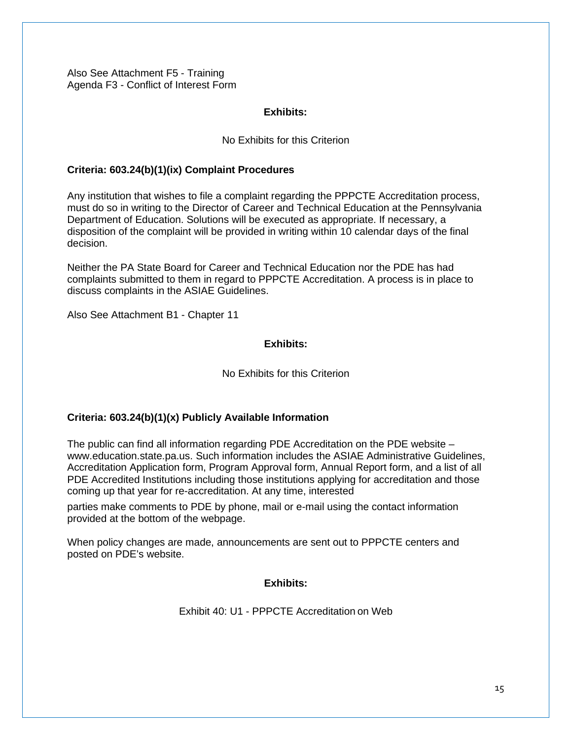Also See Attachment F5 - Training
Agenda F3 - Conflict of Interest Form

**Exhibits:**

No Exhibits for this Criterion

**Criteria: 603.24(b)(1)(ix) Complaint Procedures**

Any institution that wishes to file a complaint regarding the PPPCTE Accreditation process, must do so in writing to the Director of Career and Technical Education at the Pennsylvania Department of Education. Solutions will be executed as appropriate. If necessary, a disposition of the complaint will be provided in writing within 10 calendar days of the final decision.

Neither the PA State Board for Career and Technical Education nor the PDE has had complaints submitted to them in regard to PPPCTE Accreditation. A process is in place to discuss complaints in the ASIAE Guidelines.

Also See Attachment B1 - Chapter 11

**Exhibits:**

No Exhibits for this Criterion

**Criteria: 603.24(b)(1)(x) Publicly Available Information**

The public can find all information regarding PDE Accreditation on the PDE website – www.education.state.pa.us. Such information includes the ASIAE Administrative Guidelines, Accreditation Application form, Program Approval form, Annual Report form, and a list of all PDE Accredited Institutions including those institutions applying for accreditation and those coming up that year for re-accreditation. At any time, interested parties make comments to PDE by phone, mail or e-mail using the contact information provided at the bottom of the webpage.

When policy changes are made, announcements are sent out to PPPCTE centers and posted on PDE's website.

**Exhibits:**

Exhibit 40: U1 - PPPCTE Accreditation on Web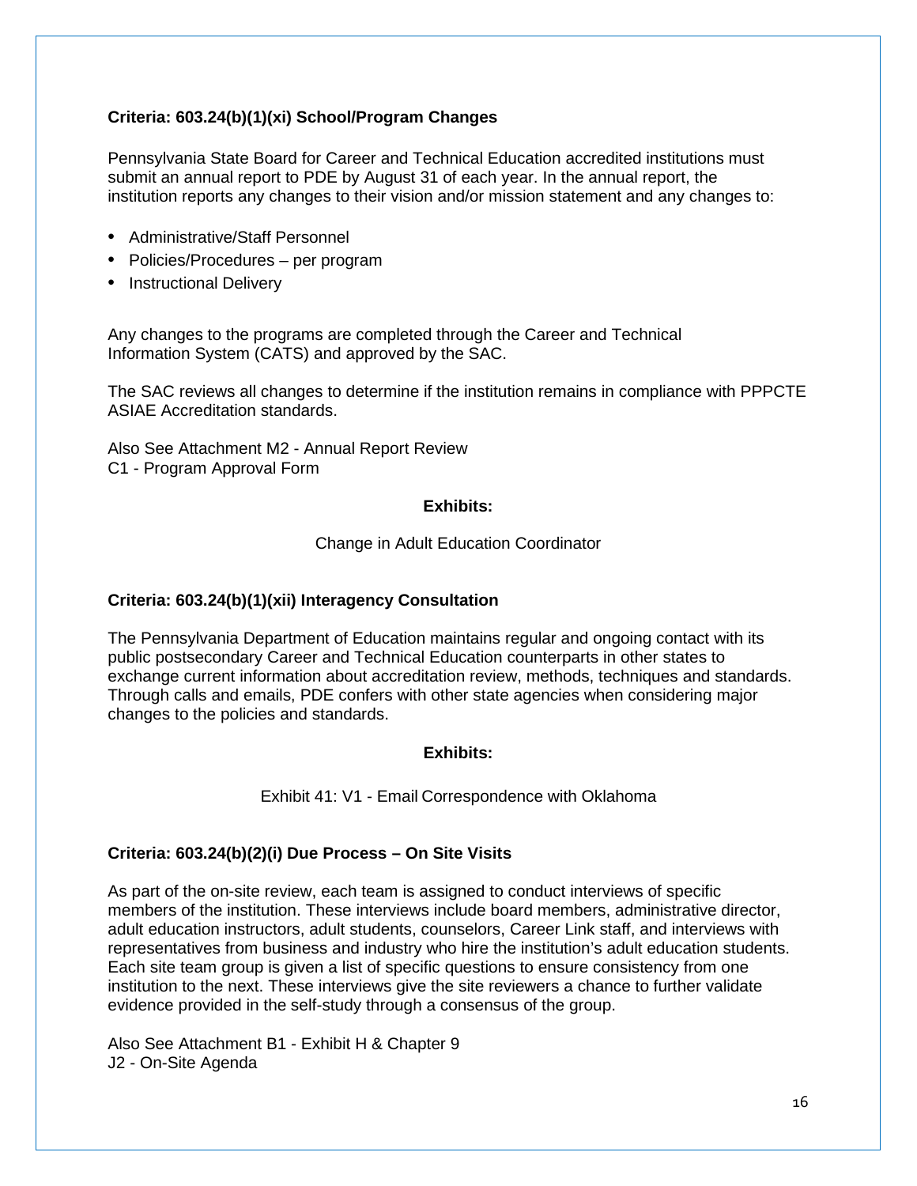**Criteria: 603.24(b)(1)(xi) School/Program Changes**

Pennsylvania State Board for Career and Technical Education accredited institutions must submit an annual report to PDE by August 31 of each year. In the annual report, the institution reports any changes to their vision and/or mission statement and any changes to:

- Administrative/Staff Personnel
- Policies/Procedures – per program
- Instructional Delivery

Any changes to the programs are completed through the Career and Technical Information System (CATS) and approved by the SAC.

The SAC reviews all changes to determine if the institution remains in compliance with PPPCTE ASIAE Accreditation standards.

Also See Attachment M2 - Annual Report Review
C1 - Program Approval Form

**Exhibits:**

Change in Adult Education Coordinator

**Criteria: 603.24(b)(1)(xii) Interagency Consultation**

The Pennsylvania Department of Education maintains regular and ongoing contact with its public postsecondary Career and Technical Education counterparts in other states to exchange current information about accreditation review, methods, techniques and standards. Through calls and emails, PDE confers with other state agencies when considering major changes to the policies and standards.

**Exhibits:**

Exhibit 41: V1 - Email Correspondence with Oklahoma

**Criteria: 603.24(b)(2)(i) Due Process – On Site Visits**

As part of the on-site review, each team is assigned to conduct interviews of specific members of the institution. These interviews include board members, administrative director, adult education instructors, adult students, counselors, Career Link staff, and interviews with representatives from business and industry who hire the institution's adult education students. Each site team group is given a list of specific questions to ensure consistency from one institution to the next. These interviews give the site reviewers a chance to further validate evidence provided in the self-study through a consensus of the group.

Also See Attachment B1 - Exhibit H & Chapter 9
J2 - On-Site Agenda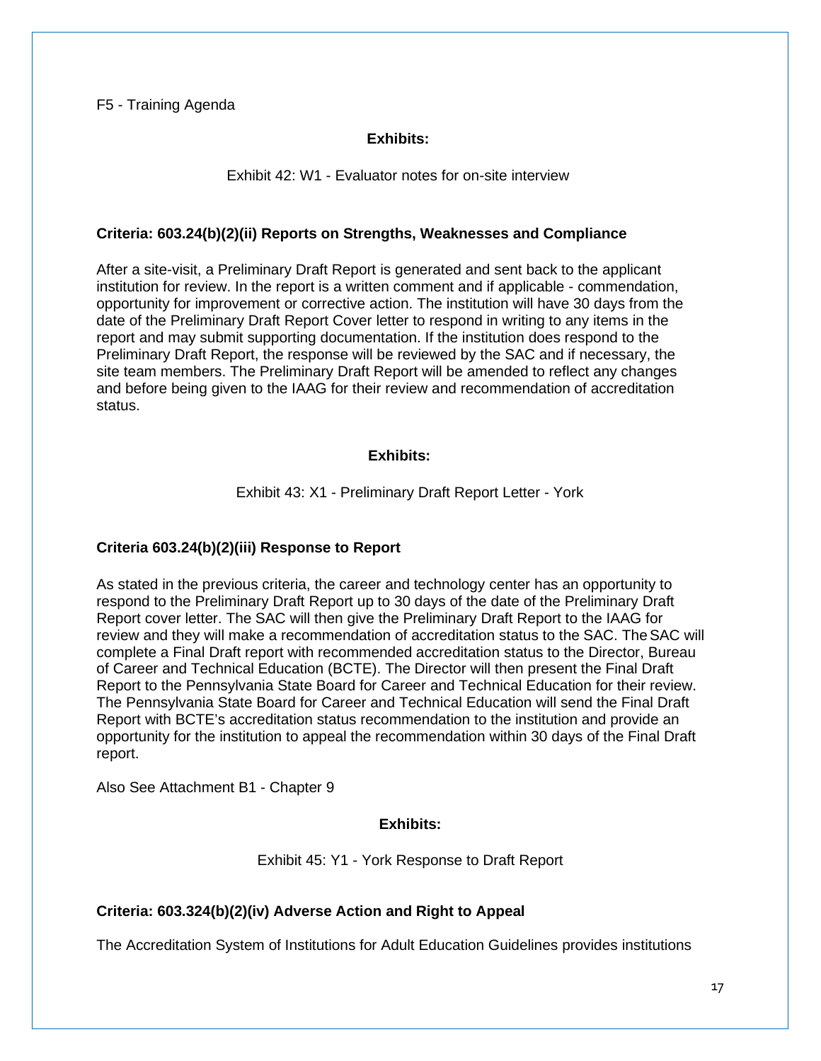F5 - Training Agenda

**Exhibits:**

Exhibit 42: W1 - Evaluator notes for on-site interview

**Criteria: 603.24(b)(2)(ii) Reports on Strengths, Weaknesses and Compliance**

After a site-visit, a Preliminary Draft Report is generated and sent back to the applicant institution for review. In the report is a written comment and if applicable - commendation, opportunity for improvement or corrective action. The institution will have 30 days from the date of the Preliminary Draft Report Cover letter to respond in writing to any items in the report and may submit supporting documentation. If the institution does respond to the Preliminary Draft Report, the response will be reviewed by the SAC and if necessary, the site team members. The Preliminary Draft Report will be amended to reflect any changes and before being given to the IAAG for their review and recommendation of accreditation status.

**Exhibits:**

Exhibit 43: X1 - Preliminary Draft Report Letter - York

**Criteria 603.24(b)(2)(iii) Response to Report**

As stated in the previous criteria, the career and technology center has an opportunity to respond to the Preliminary Draft Report up to 30 days of the date of the Preliminary Draft Report cover letter. The SAC will then give the Preliminary Draft Report to the IAAG for review and they will make a recommendation of accreditation status to the SAC. The SAC will complete a Final Draft report with recommended accreditation status to the Director, Bureau of Career and Technical Education (BCTE). The Director will then present the Final Draft Report to the Pennsylvania State Board for Career and Technical Education for their review. The Pennsylvania State Board for Career and Technical Education will send the Final Draft Report with BCTE's accreditation status recommendation to the institution and provide an opportunity for the institution to appeal the recommendation within 30 days of the Final Draft report.

Also See Attachment B1 - Chapter 9

**Exhibits:**

Exhibit 45: Y1 - York Response to Draft Report

**Criteria: 603.324(b)(2)(iv) Adverse Action and Right to Appeal**

The Accreditation System of Institutions for Adult Education Guidelines provides institutions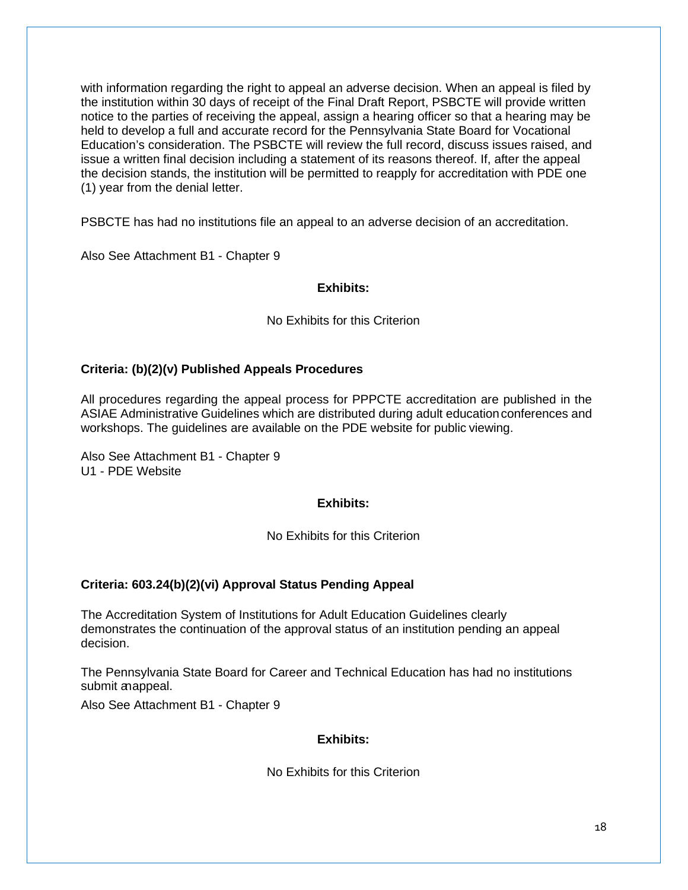with information regarding the right to appeal an adverse decision. When an appeal is filed by the institution within 30 days of receipt of the Final Draft Report, PSBCTE will provide written notice to the parties of receiving the appeal, assign a hearing officer so that a hearing may be held to develop a full and accurate record for the Pennsylvania State Board for Vocational Education's consideration. The PSBCTE will review the full record, discuss issues raised, and issue a written final decision including a statement of its reasons thereof. If, after the appeal the decision stands, the institution will be permitted to reapply for accreditation with PDE one (1) year from the denial letter.

PSBCTE has had no institutions file an appeal to an adverse decision of an accreditation.

Also See Attachment B1 - Chapter 9

**Exhibits:**

No Exhibits for this Criterion

**Criteria: (b)(2)(v) Published Appeals Procedures**

All procedures regarding the appeal process for PPPCTE accreditation are published in the ASIAE Administrative Guidelines which are distributed during adult education conferences and workshops. The guidelines are available on the PDE website for public viewing.

Also See Attachment B1 - Chapter 9
U1 - PDE Website

**Exhibits:**

No Exhibits for this Criterion

**Criteria: 603.24(b)(2)(vi) Approval Status Pending Appeal**

The Accreditation System of Institutions for Adult Education Guidelines clearly demonstrates the continuation of the approval status of an institution pending an appeal decision.

The Pennsylvania State Board for Career and Technical Education has had no institutions submit an appeal.

Also See Attachment B1 - Chapter 9

**Exhibits:**

No Exhibits for this Criterion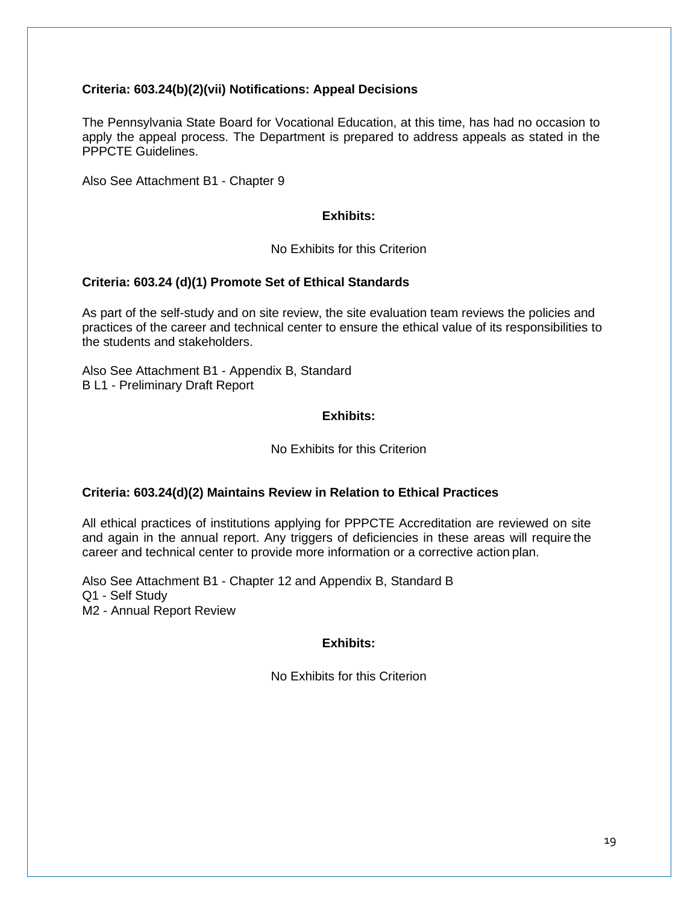**Criteria: 603.24(b)(2)(vii) Notifications: Appeal Decisions**

The Pennsylvania State Board for Vocational Education, at this time, has had no occasion to apply the appeal process. The Department is prepared to address appeals as stated in the PPPCTE Guidelines.

Also See Attachment B1 - Chapter 9

**Exhibits:**

No Exhibits for this Criterion

**Criteria: 603.24 (d)(1) Promote Set of Ethical Standards**

As part of the self-study and on site review, the site evaluation team reviews the policies and practices of the career and technical center to ensure the ethical value of its responsibilities to the students and stakeholders.

Also See Attachment B1 - Appendix B, Standard
B L1 - Preliminary Draft Report

**Exhibits:**

No Exhibits for this Criterion

**Criteria: 603.24(d)(2) Maintains Review in Relation to Ethical Practices**

All ethical practices of institutions applying for PPPCTE Accreditation are reviewed on site and again in the annual report. Any triggers of deficiencies in these areas will require the career and technical center to provide more information or a corrective action plan.

Also See Attachment B1 - Chapter 12 and Appendix B, Standard B
Q1 - Self Study
M2 - Annual Report Review

**Exhibits:**

No Exhibits for this Criterion